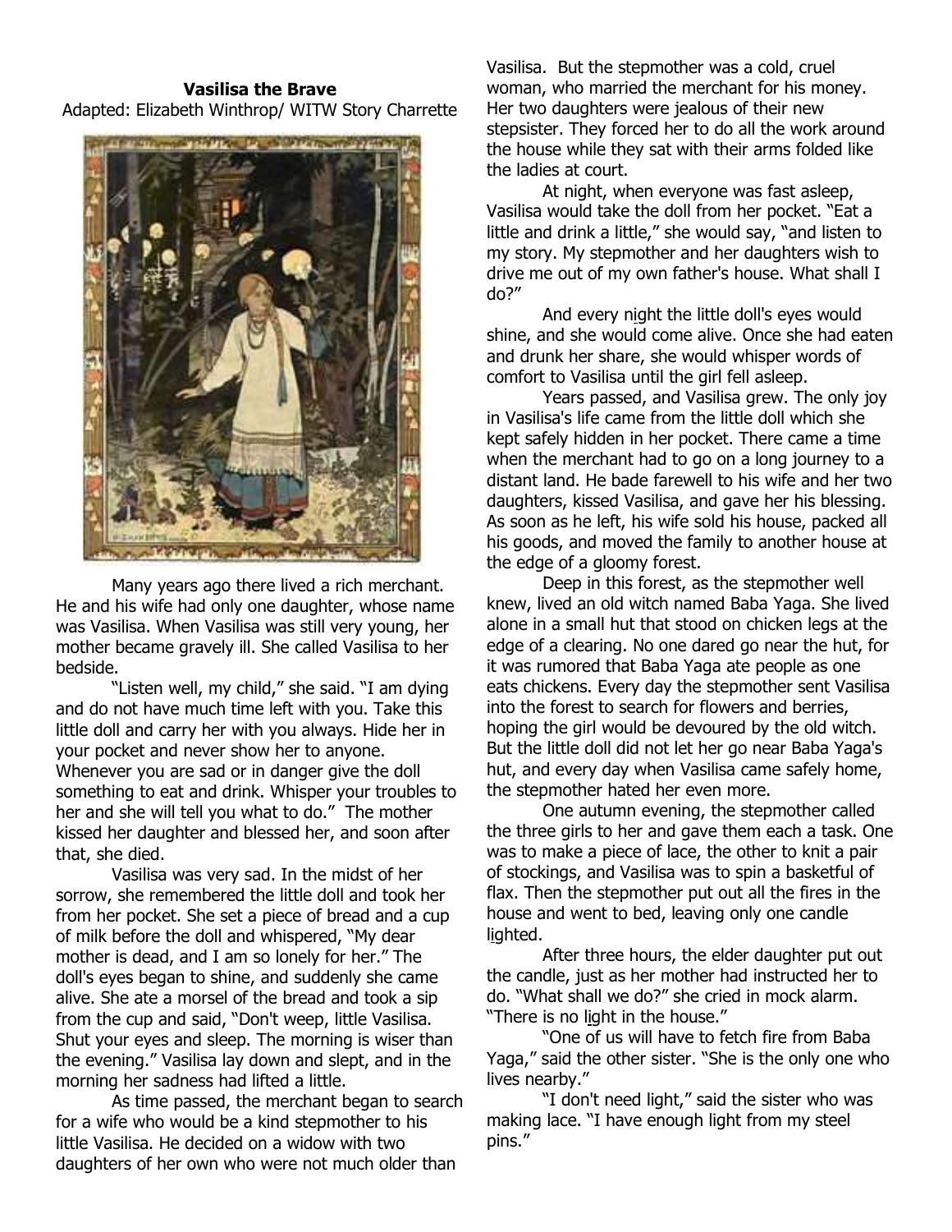**Vasilisa the Brave**

Adapted: Elizabeth Winthrop/ WITW Story Charrette

Many years ago there lived a rich merchant. He and his wife had only one daughter, whose name was Vasilisa. When Vasilisa was still very young, her mother became gravely ill. She called Vasilisa to her bedside.

"Listen well, my child," she said. "I am dying and do not have much time left with you. Take this little doll and carry her with you always. Hide her in your pocket and never show her to anyone. Whenever you are sad or in danger give the doll something to eat and drink. Whisper your troubles to her and she will tell you what to do." The mother kissed her daughter and blessed her, and soon after that, she died.

Vasilisa was very sad. In the midst of her sorrow, she remembered the little doll and took her from her pocket. She set a piece of bread and a cup of milk before the doll and whispered, "My dear mother is dead, and I am so lonely for her." The doll's eyes began to shine, and suddenly she came alive. She ate a morsel of the bread and took a sip from the cup and said, "Don't weep, little Vasilisa. Shut your eyes and sleep. The morning is wiser than the evening." Vasilisa lay down and slept, and in the morning her sadness had lifted a little.

As time passed, the merchant began to search for a wife who would be a kind stepmother to his little Vasilisa. He decided on a widow with two daughters of her own who were not much older than Vasilisa. But the stepmother was a cold, cruel woman, who married the merchant for his money. Her two daughters were jealous of their new stepsister. They forced her to do all the work around the house while they sat with their arms folded like the ladies at court.

At night, when everyone was fast asleep, Vasilisa would take the doll from her pocket. "Eat a little and drink a little," she would say, "and listen to my story. My stepmother and her daughters wish to drive me out of my own father's house. What shall I do?"

And every night the little doll's eyes would shine, and she would come alive. Once she had eaten and drunk her share, she would whisper words of comfort to Vasilisa until the girl fell asleep.

Years passed, and Vasilisa grew. The only joy in Vasilisa's life came from the little doll which she kept safely hidden in her pocket. There came a time when the merchant had to go on a long journey to a distant land. He bade farewell to his wife and her two daughters, kissed Vasilisa, and gave her his blessing. As soon as he left, his wife sold his house, packed all his goods, and moved the family to another house at the edge of a gloomy forest.

Deep in this forest, as the stepmother well knew, lived an old witch named Baba Yaga. She lived alone in a small hut that stood on chicken legs at the edge of a clearing. No one dared go near the hut, for it was rumored that Baba Yaga ate people as one eats chickens. Every day the stepmother sent Vasilisa into the forest to search for flowers and berries, hoping the girl would be devoured by the old witch. But the little doll did not let her go near Baba Yaga's hut, and every day when Vasilisa came safely home, the stepmother hated her even more.

One autumn evening, the stepmother called the three girls to her and gave them each a task. One was to make a piece of lace, the other to knit a pair of stockings, and Vasilisa was to spin a basketful of flax. Then the stepmother put out all the fires in the house and went to bed, leaving only one candle lighted.

After three hours, the elder daughter put out the candle, just as her mother had instructed her to do. "What shall we do?" she cried in mock alarm. "There is no light in the house."

"One of us will have to fetch fire from Baba Yaga," said the other sister. "She is the only one who lives nearby."

"I don't need light," said the sister who was making lace. "I have enough light from my steel pins."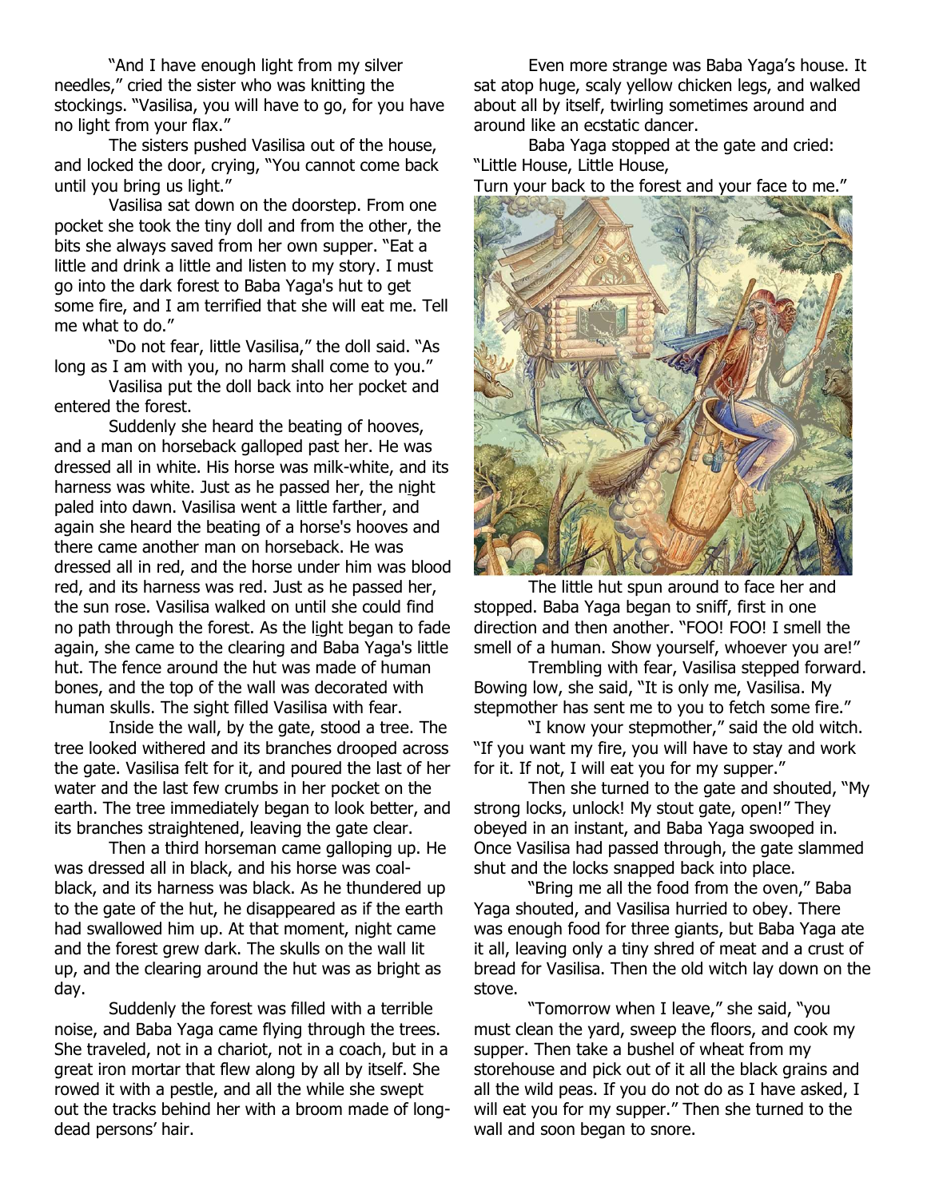"And I have enough light from my silver needles," cried the sister who was knitting the stockings. "Vasilisa, you will have to go, for you have no light from your flax."

The sisters pushed Vasilisa out of the house, and locked the door, crying, "You cannot come back until you bring us light."

Vasilisa sat down on the doorstep. From one pocket she took the tiny doll and from the other, the bits she always saved from her own supper. "Eat a little and drink a little and listen to my story. I must go into the dark forest to Baba Yaga's hut to get some fire, and I am terrified that she will eat me. Tell me what to do."

"Do not fear, little Vasilisa," the doll said. "As long as I am with you, no harm shall come to you."

Vasilisa put the doll back into her pocket and entered the forest.

Suddenly she heard the beating of hooves, and a man on horseback galloped past her. He was dressed all in white. His horse was milk-white, and its harness was white. Just as he passed her, the night paled into dawn. Vasilisa went a little farther, and again she heard the beating of a horse's hooves and there came another man on horseback. He was dressed all in red, and the horse under him was blood red, and its harness was red. Just as he passed her, the sun rose. Vasilisa walked on until she could find no path through the forest. As the light began to fade again, she came to the clearing and Baba Yaga's little hut. The fence around the hut was made of human bones, and the top of the wall was decorated with human skulls. The sight filled Vasilisa with fear.

Inside the wall, by the gate, stood a tree. The tree looked withered and its branches drooped across the gate. Vasilisa felt for it, and poured the last of her water and the last few crumbs in her pocket on the earth. The tree immediately began to look better, and its branches straightened, leaving the gate clear.

Then a third horseman came galloping up. He was dressed all in black, and his horse was coal-black, and its harness was black. As he thundered up to the gate of the hut, he disappeared as if the earth had swallowed him up. At that moment, night came and the forest grew dark. The skulls on the wall lit up, and the clearing around the hut was as bright as day.

Suddenly the forest was filled with a terrible noise, and Baba Yaga came flying through the trees. She traveled, not in a chariot, not in a coach, but in a great iron mortar that flew along by all by itself. She rowed it with a pestle, and all the while she swept out the tracks behind her with a broom made of long-dead persons' hair.

Even more strange was Baba Yaga's house. It sat atop huge, scaly yellow chicken legs, and walked about all by itself, twirling sometimes around and around like an ecstatic dancer.

Baba Yaga stopped at the gate and cried: "Little House, Little House,
Turn your back to the forest and your face to me."

The little hut spun around to face her and stopped. Baba Yaga began to sniff, first in one direction and then another. "FOO! FOO! I smell the smell of a human. Show yourself, whoever you are!"

Trembling with fear, Vasilisa stepped forward. Bowing low, she said, "It is only me, Vasilisa. My stepmother has sent me to you to fetch some fire."

"I know your stepmother," said the old witch. "If you want my fire, you will have to stay and work for it. If not, I will eat you for my supper."

Then she turned to the gate and shouted, "My strong locks, unlock! My stout gate, open!" They obeyed in an instant, and Baba Yaga swooped in. Once Vasilisa had passed through, the gate slammed shut and the locks snapped back into place.

"Bring me all the food from the oven," Baba Yaga shouted, and Vasilisa hurried to obey. There was enough food for three giants, but Baba Yaga ate it all, leaving only a tiny shred of meat and a crust of bread for Vasilisa. Then the old witch lay down on the stove.

"Tomorrow when I leave," she said, "you must clean the yard, sweep the floors, and cook my supper. Then take a bushel of wheat from my storehouse and pick out of it all the black grains and all the wild peas. If you do not do as I have asked, I will eat you for my supper." Then she turned to the wall and soon began to snore.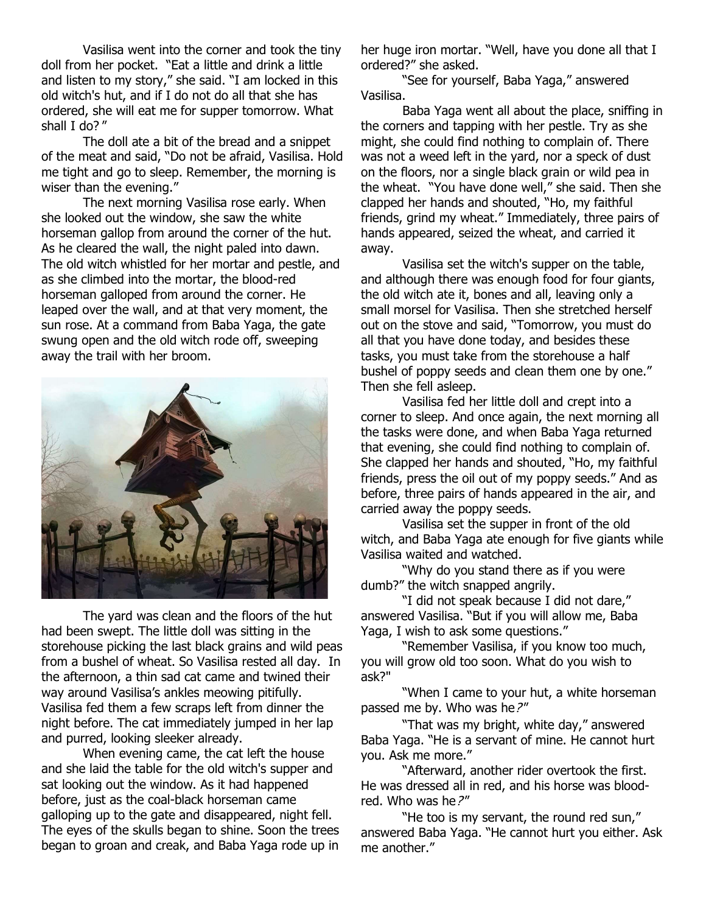Vasilisa went into the corner and took the tiny doll from her pocket. "Eat a little and drink a little and listen to my story," she said. "I am locked in this old witch's hut, and if I do not do all that she has ordered, she will eat me for supper tomorrow. What shall I do?"

The doll ate a bit of the bread and a snippet of the meat and said, "Do not be afraid, Vasilisa. Hold me tight and go to sleep. Remember, the morning is wiser than the evening."

The next morning Vasilisa rose early. When she looked out the window, she saw the white horseman gallop from around the corner of the hut. As he cleared the wall, the night paled into dawn. The old witch whistled for her mortar and pestle, and as she climbed into the mortar, the blood-red horseman galloped from around the corner. He leaped over the wall, and at that very moment, the sun rose. At a command from Baba Yaga, the gate swung open and the old witch rode off, sweeping away the trail with her broom.

The yard was clean and the floors of the hut had been swept. The little doll was sitting in the storehouse picking the last black grains and wild peas from a bushel of wheat. So Vasilisa rested all day. In the afternoon, a thin sad cat came and twined their way around Vasilisa's ankles meowing pitifully. Vasilisa fed them a few scraps left from dinner the night before. The cat immediately jumped in her lap and purred, looking sleeker already.

When evening came, the cat left the house and she laid the table for the old witch's supper and sat looking out the window. As it had happened before, just as the coal-black horseman came galloping up to the gate and disappeared, night fell. The eyes of the skulls began to shine. Soon the trees began to groan and creak, and Baba Yaga rode up in her huge iron mortar. "Well, have you done all that I ordered?" she asked.

"See for yourself, Baba Yaga," answered Vasilisa.

Baba Yaga went all about the place, sniffing in the corners and tapping with her pestle. Try as she might, she could find nothing to complain of. There was not a weed left in the yard, nor a speck of dust on the floors, nor a single black grain or wild pea in the wheat. "You have done well," she said. Then she clapped her hands and shouted, "Ho, my faithful friends, grind my wheat." Immediately, three pairs of hands appeared, seized the wheat, and carried it away.

Vasilisa set the witch's supper on the table, and although there was enough food for four giants, the old witch ate it, bones and all, leaving only a small morsel for Vasilisa. Then she stretched herself out on the stove and said, "Tomorrow, you must do all that you have done today, and besides these tasks, you must take from the storehouse a half bushel of poppy seeds and clean them one by one." Then she fell asleep.

Vasilisa fed her little doll and crept into a corner to sleep. And once again, the next morning all the tasks were done, and when Baba Yaga returned that evening, she could find nothing to complain of. She clapped her hands and shouted, "Ho, my faithful friends, press the oil out of my poppy seeds." And as before, three pairs of hands appeared in the air, and carried away the poppy seeds.

Vasilisa set the supper in front of the old witch, and Baba Yaga ate enough for five giants while Vasilisa waited and watched.

"Why do you stand there as if you were dumb?" the witch snapped angrily.

"I did not speak because I did not dare," answered Vasilisa. "But if you will allow me, Baba Yaga, I wish to ask some questions."

"Remember Vasilisa, if you know too much, you will grow old too soon. What do you wish to ask?"

"When I came to your hut, a white horseman passed me by. Who was he?"

"That was my bright, white day," answered Baba Yaga. "He is a servant of mine. He cannot hurt you. Ask me more."

"Afterward, another rider overtook the first. He was dressed all in red, and his horse was blood-red. Who was he?"

"He too is my servant, the round red sun," answered Baba Yaga. "He cannot hurt you either. Ask me another."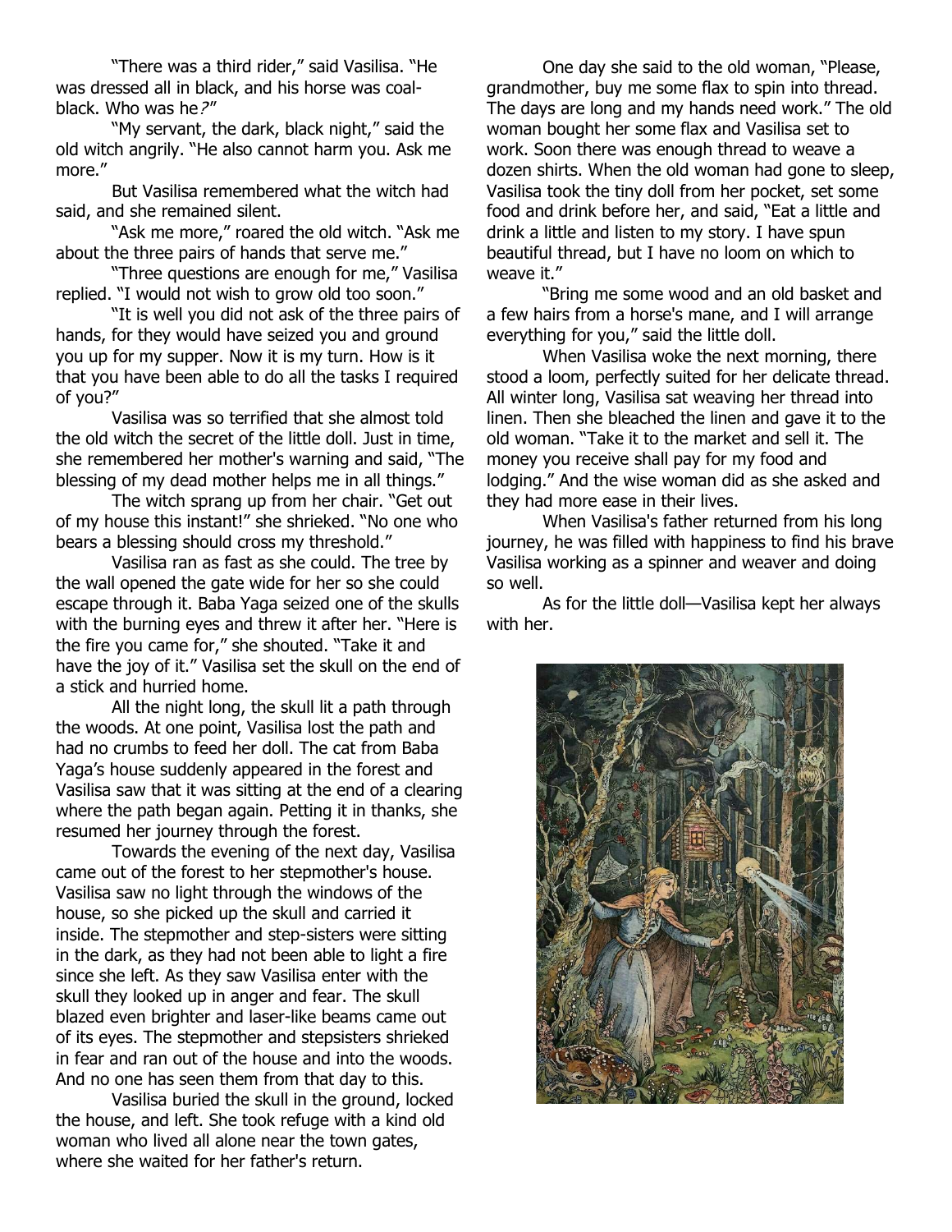"There was a third rider," said Vasilisa. "He was dressed all in black, and his horse was coal-black. Who was he*?*"

"My servant, the dark, black night," said the old witch angrily. "He also cannot harm you. Ask me more."

But Vasilisa remembered what the witch had said, and she remained silent.

"Ask me more," roared the old witch. "Ask me about the three pairs of hands that serve me."

"Three questions are enough for me," Vasilisa replied. "I would not wish to grow old too soon."

"It is well you did not ask of the three pairs of hands, for they would have seized you and ground you up for my supper. Now it is my turn. How is it that you have been able to do all the tasks I required of you?"

Vasilisa was so terrified that she almost told the old witch the secret of the little doll. Just in time, she remembered her mother's warning and said, "The blessing of my dead mother helps me in all things."

The witch sprang up from her chair. "Get out of my house this instant!" she shrieked. "No one who bears a blessing should cross my threshold."

Vasilisa ran as fast as she could. The tree by the wall opened the gate wide for her so she could escape through it. Baba Yaga seized one of the skulls with the burning eyes and threw it after her. "Here is the fire you came for," she shouted. "Take it and have the joy of it." Vasilisa set the skull on the end of a stick and hurried home.

All the night long, the skull lit a path through the woods. At one point, Vasilisa lost the path and had no crumbs to feed her doll. The cat from Baba Yaga's house suddenly appeared in the forest and Vasilisa saw that it was sitting at the end of a clearing where the path began again. Petting it in thanks, she resumed her journey through the forest.

Towards the evening of the next day, Vasilisa came out of the forest to her stepmother's house. Vasilisa saw no light through the windows of the house, so she picked up the skull and carried it inside. The stepmother and step-sisters were sitting in the dark, as they had not been able to light a fire since she left. As they saw Vasilisa enter with the skull they looked up in anger and fear. The skull blazed even brighter and laser-like beams came out of its eyes. The stepmother and stepsisters shrieked in fear and ran out of the house and into the woods. And no one has seen them from that day to this.

Vasilisa buried the skull in the ground, locked the house, and left. She took refuge with a kind old woman who lived all alone near the town gates, where she waited for her father's return.

One day she said to the old woman, "Please, grandmother, buy me some flax to spin into thread. The days are long and my hands need work." The old woman bought her some flax and Vasilisa set to work. Soon there was enough thread to weave a dozen shirts. When the old woman had gone to sleep, Vasilisa took the tiny doll from her pocket, set some food and drink before her, and said, "Eat a little and drink a little and listen to my story. I have spun beautiful thread, but I have no loom on which to weave it."

"Bring me some wood and an old basket and a few hairs from a horse's mane, and I will arrange everything for you," said the little doll.

When Vasilisa woke the next morning, there stood a loom, perfectly suited for her delicate thread. All winter long, Vasilisa sat weaving her thread into linen. Then she bleached the linen and gave it to the old woman. "Take it to the market and sell it. The money you receive shall pay for my food and lodging." And the wise woman did as she asked and they had more ease in their lives.

When Vasilisa's father returned from his long journey, he was filled with happiness to find his brave Vasilisa working as a spinner and weaver and doing so well.

As for the little doll—Vasilisa kept her always with her.